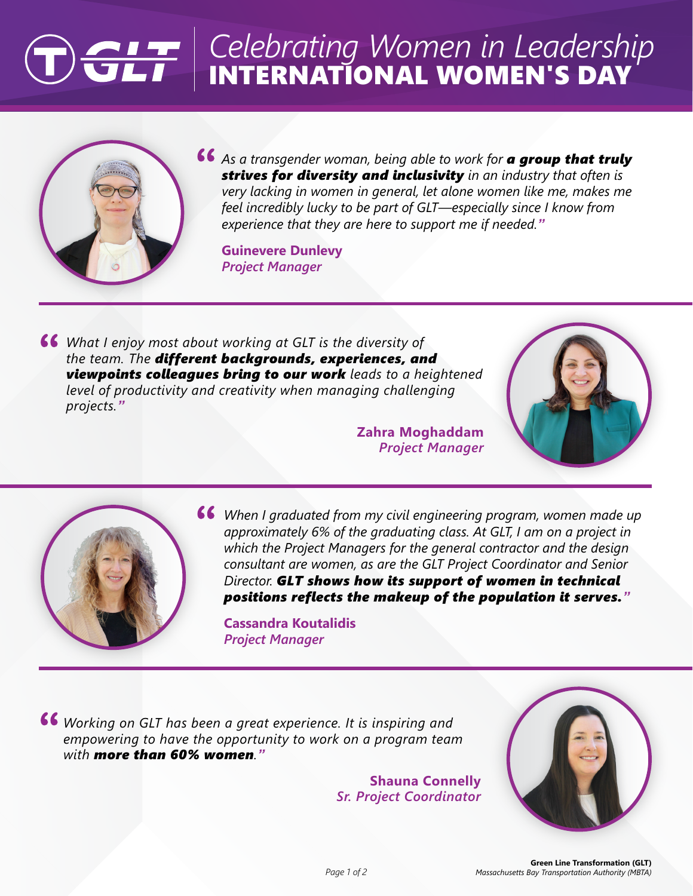# Celebrating Women in Leadership
# INTERNATIONAL WOMEN'S DAY

*"As a transgender woman, being able to work for **a group that truly strives for diversity and inclusivity** in an industry that often is very lacking in women in general, let alone women like me, makes me feel incredibly lucky to be part of GLT—especially since I know from experience that they are here to support me if needed."*

**Guinevere Dunlevy**
***Project Manager***

---

*"What I enjoy most about working at GLT is the diversity of the team. The **different backgrounds, experiences, and viewpoints colleagues bring to our work** leads to a heightened level of productivity and creativity when managing challenging projects."*

**Zahra Moghaddam**
***Project Manager***

---

*"When I graduated from my civil engineering program, women made up approximately 6% of the graduating class. At GLT, I am on a project in which the Project Managers for the general contractor and the design consultant are women, as are the GLT Project Coordinator and Senior Director. **GLT shows how its support of women in technical positions reflects the makeup of the population it serves.**"*

**Cassandra Koutalidis**
***Project Manager***

---

*"Working on GLT has been a great experience. It is inspiring and empowering to have the opportunity to work on a program team with **more than 60% women**."*

**Shauna Connelly**
***Sr. Project Coordinator***

**Green Line Transformation (GLT)**
*Massachusetts Bay Transportation Authority (MBTA)*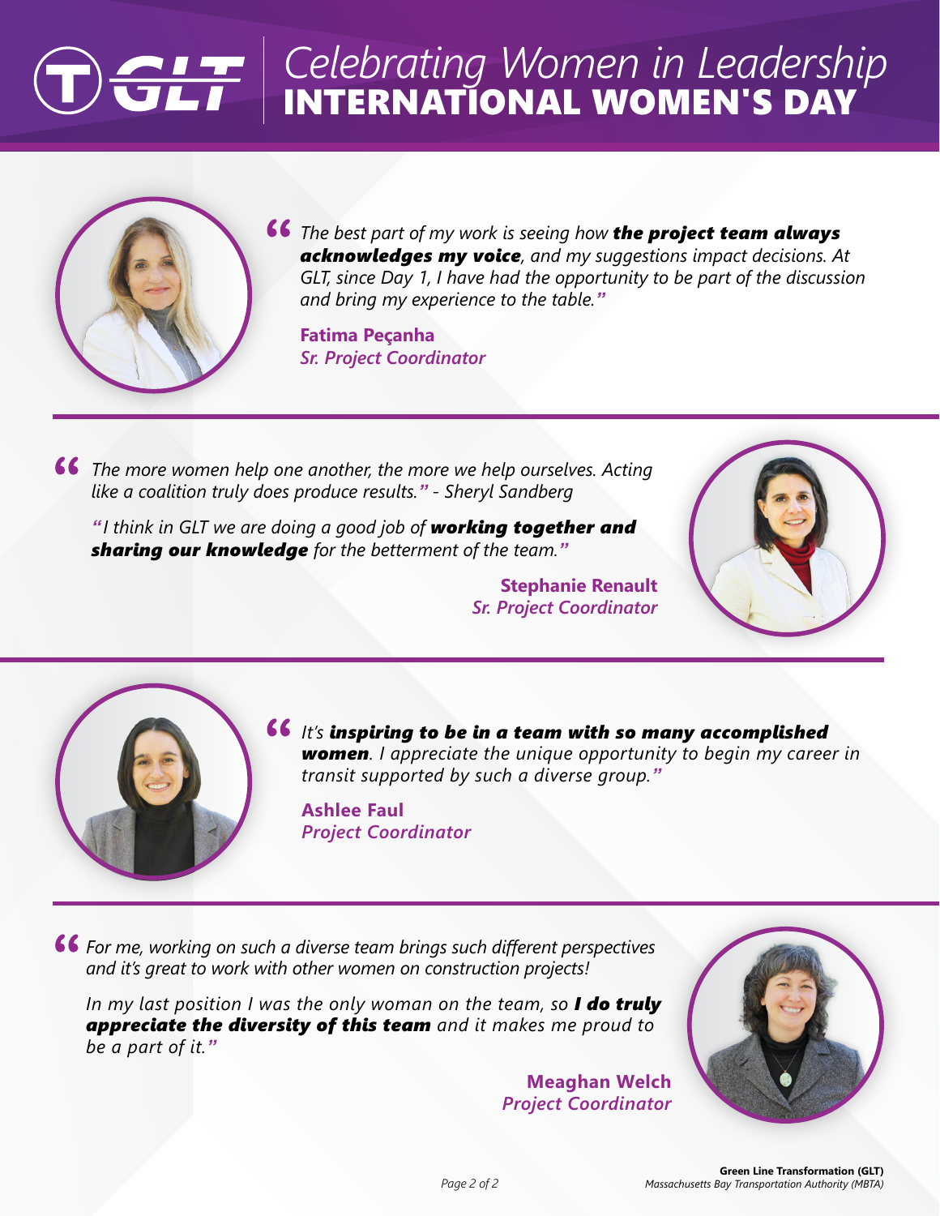# Celebrating Women in Leadership
# INTERNATIONAL WOMEN'S DAY

"The best part of my work is seeing how ***the project team always acknowledges my voice***, and my suggestions impact decisions. At GLT, since Day 1, I have had the opportunity to be part of the discussion and bring my experience to the table."

**Fatima Peçanha**
*Sr. Project Coordinator*

---

"The more women help one another, the more we help ourselves. Acting like a coalition truly does produce results." - Sheryl Sandberg

"I think in GLT we are doing a good job of ***working together and sharing our knowledge*** for the betterment of the team."

**Stephanie Renault**
*Sr. Project Coordinator*

---

"It's ***inspiring to be in a team with so many accomplished women***. I appreciate the unique opportunity to begin my career in transit supported by such a diverse group."

**Ashlee Faul**
*Project Coordinator*

---

"For me, working on such a diverse team brings such different perspectives and it's great to work with other women on construction projects!

In my last position I was the only woman on the team, so ***I do truly appreciate the diversity of this team*** and it makes me proud to be a part of it."

**Meaghan Welch**
*Project Coordinator*

**Green Line Transformation (GLT)**
*Massachusetts Bay Transportation Authority (MBTA)*